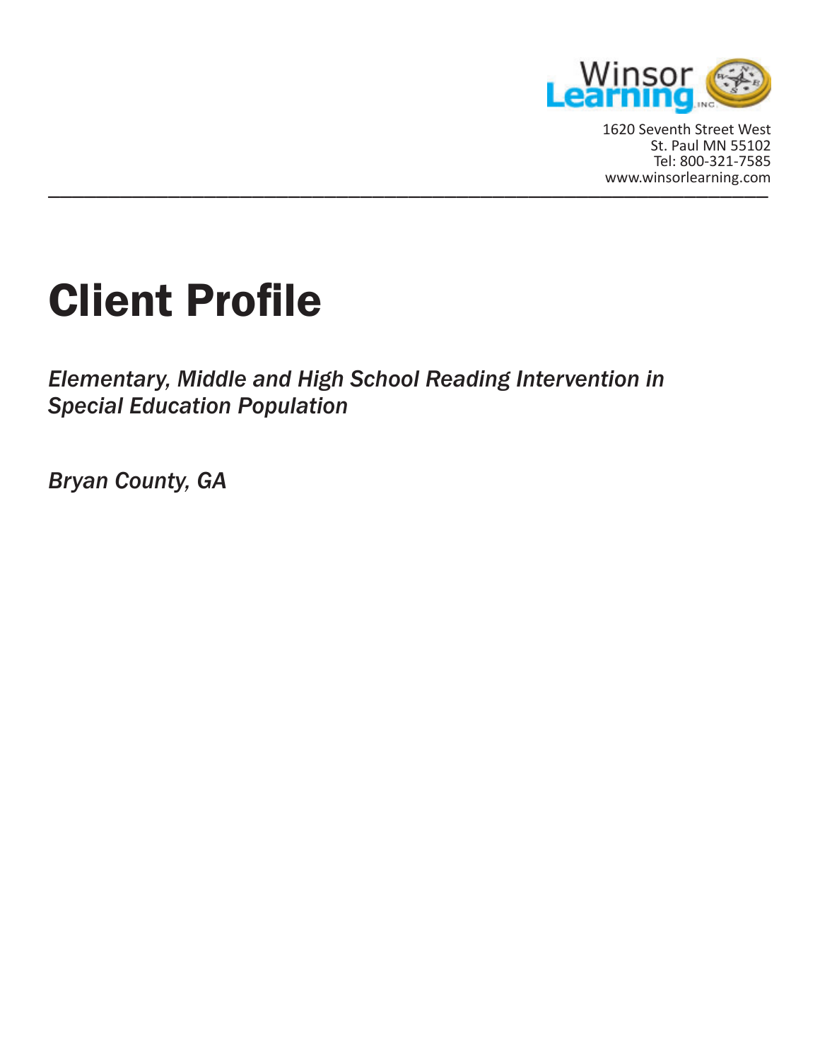Winsor Learning, Inc.

1620 Seventh Street West
St. Paul MN 55102
Tel: 800-321-7585
www.winsorlearning.com

---

# Client Profile

*Elementary, Middle and High School Reading Intervention in Special Education Population*

*Bryan County, GA*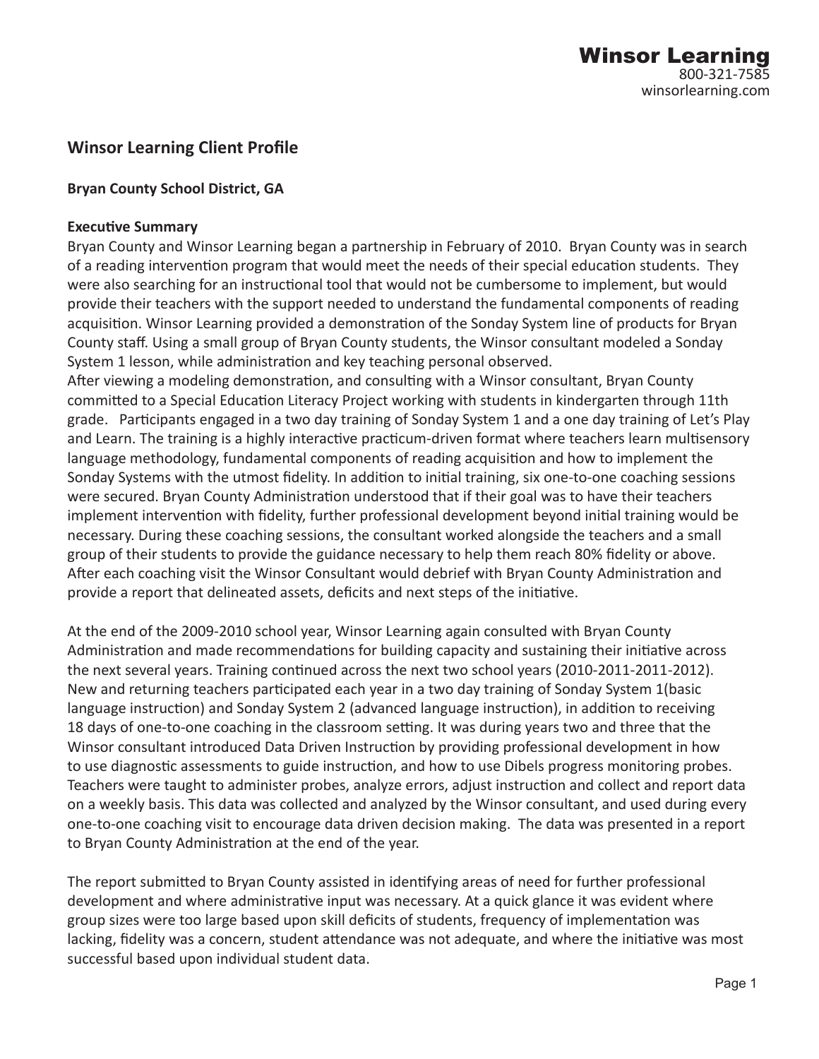Winsor Learning
800-321-7585
winsorlearning.com

## Winsor Learning Client Profile

### Bryan County School District, GA

**Executive Summary**

Bryan County and Winsor Learning began a partnership in February of 2010. Bryan County was in search of a reading intervention program that would meet the needs of their special education students. They were also searching for an instructional tool that would not be cumbersome to implement, but would provide their teachers with the support needed to understand the fundamental components of reading acquisition. Winsor Learning provided a demonstration of the Sonday System line of products for Bryan County staff. Using a small group of Bryan County students, the Winsor consultant modeled a Sonday System 1 lesson, while administration and key teaching personal observed.
After viewing a modeling demonstration, and consulting with a Winsor consultant, Bryan County committed to a Special Education Literacy Project working with students in kindergarten through 11th grade. Participants engaged in a two day training of Sonday System 1 and a one day training of Let's Play and Learn. The training is a highly interactive practicum-driven format where teachers learn multisensory language methodology, fundamental components of reading acquisition and how to implement the Sonday Systems with the utmost fidelity. In addition to initial training, six one-to-one coaching sessions were secured. Bryan County Administration understood that if their goal was to have their teachers implement intervention with fidelity, further professional development beyond initial training would be necessary. During these coaching sessions, the consultant worked alongside the teachers and a small group of their students to provide the guidance necessary to help them reach 80% fidelity or above. After each coaching visit the Winsor Consultant would debrief with Bryan County Administration and provide a report that delineated assets, deficits and next steps of the initiative.

At the end of the 2009-2010 school year, Winsor Learning again consulted with Bryan County Administration and made recommendations for building capacity and sustaining their initiative across the next several years. Training continued across the next two school years (2010-2011-2011-2012). New and returning teachers participated each year in a two day training of Sonday System 1(basic language instruction) and Sonday System 2 (advanced language instruction), in addition to receiving 18 days of one-to-one coaching in the classroom setting. It was during years two and three that the Winsor consultant introduced Data Driven Instruction by providing professional development in how to use diagnostic assessments to guide instruction, and how to use Dibels progress monitoring probes. Teachers were taught to administer probes, analyze errors, adjust instruction and collect and report data on a weekly basis. This data was collected and analyzed by the Winsor consultant, and used during every one-to-one coaching visit to encourage data driven decision making. The data was presented in a report to Bryan County Administration at the end of the year.

The report submitted to Bryan County assisted in identifying areas of need for further professional development and where administrative input was necessary. At a quick glance it was evident where group sizes were too large based upon skill deficits of students, frequency of implementation was lacking, fidelity was a concern, student attendance was not adequate, and where the initiative was most successful based upon individual student data.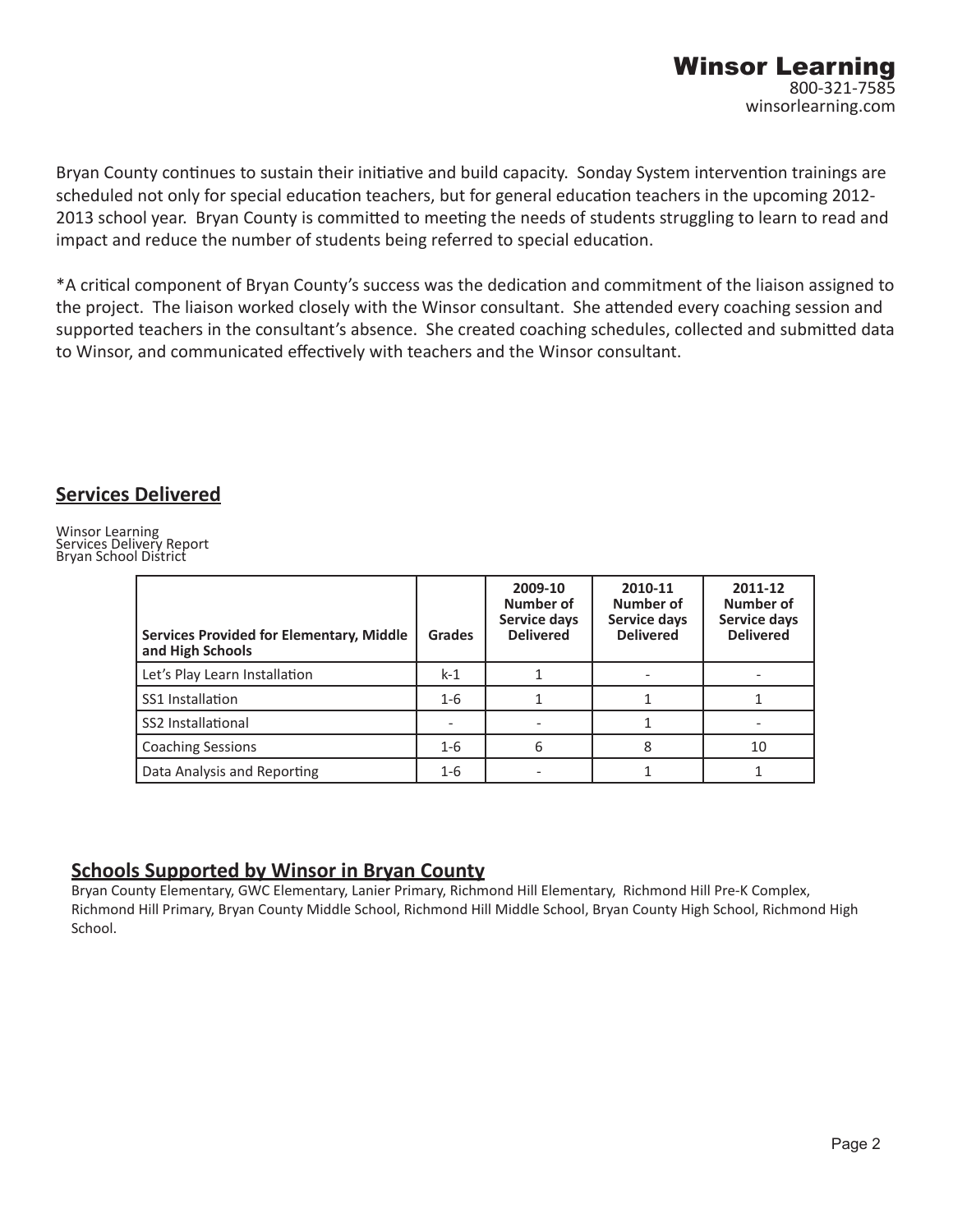Bryan County continues to sustain their initiative and build capacity. Sonday System intervention trainings are scheduled not only for special education teachers, but for general education teachers in the upcoming 2012-2013 school year. Bryan County is committed to meeting the needs of students struggling to learn to read and impact and reduce the number of students being referred to special education.

*A critical component of Bryan County's success was the dedication and commitment of the liaison assigned to the project. The liaison worked closely with the Winsor consultant. She attended every coaching session and supported teachers in the consultant's absence. She created coaching schedules, collected and submitted data to Winsor, and communicated effectively with teachers and the Winsor consultant.

## Services Delivered

Winsor Learning
Services Delivery Report
Bryan School District

| Services Provided for Elementary, Middle and High Schools | Grades | 2009-10 Number of Service days Delivered | 2010-11 Number of Service days Delivered | 2011-12 Number of Service days Delivered |
|---|---|---|---|---|
| Let's Play Learn Installation | k-1 | 1 | - | - |
| SS1 Installation | 1-6 | 1 | 1 | 1 |
| SS2 Installational | - | - | 1 | - |
| Coaching Sessions | 1-6 | 6 | 8 | 10 |
| Data Analysis and Reporting | 1-6 | - | 1 | 1 |

## Schools Supported by Winsor in Bryan County

Bryan County Elementary, GWC Elementary, Lanier Primary, Richmond Hill Elementary, Richmond Hill Pre-K Complex, Richmond Hill Primary, Bryan County Middle School, Richmond Hill Middle School, Bryan County High School, Richmond High School.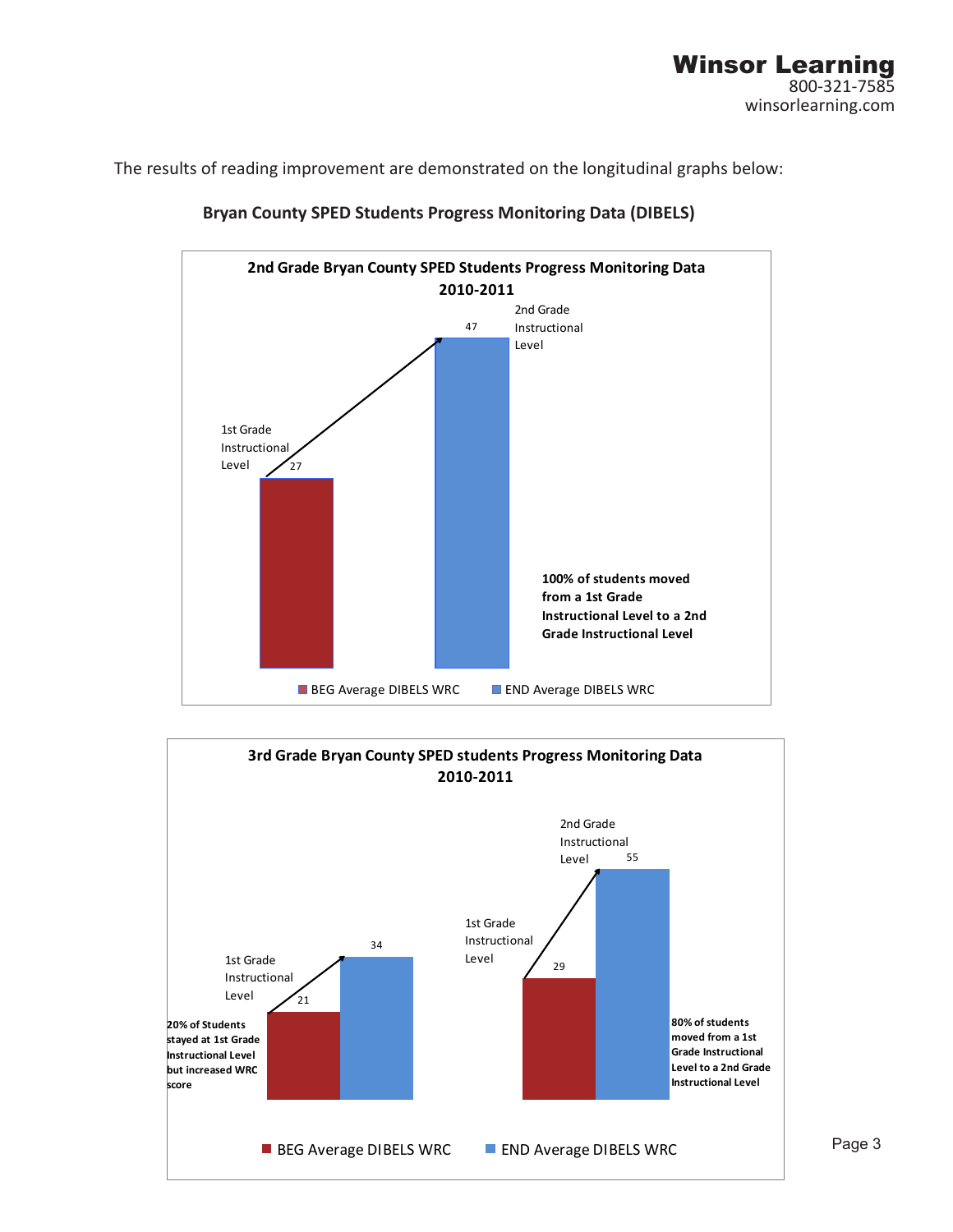The results of reading improvement are demonstrated on the longitudinal graphs below:

**Bryan County SPED Students Progress Monitoring Data (DIBELS)**

**2nd Grade Bryan County SPED Students Progress Monitoring Data 2010-2011**

| | BEG Average DIBELS WRC | END Average DIBELS WRC |
|---|---|---|
| Value | 27 | 47 |
| Level | 1st Grade Instructional Level | 2nd Grade Instructional Level |

**100% of students moved from a 1st Grade Instructional Level to a 2nd Grade Instructional Level**

**3rd Grade Bryan County SPED students Progress Monitoring Data 2010-2011**

| Group | BEG Average DIBELS WRC | END Average DIBELS WRC |
|---|---|---|
| 20% of Students stayed at 1st Grade Instructional Level but increased WRC score | 21 (1st Grade Instructional Level) | 34 |
| 80% of students moved from a 1st Grade Instructional Level to a 2nd Grade Instructional Level | 29 (1st Grade Instructional Level) | 55 (2nd Grade Instructional Level) |

**20% of Students stayed at 1st Grade Instructional Level but increased WRC score**

**80% of students moved from a 1st Grade Instructional Level to a 2nd Grade Instructional Level**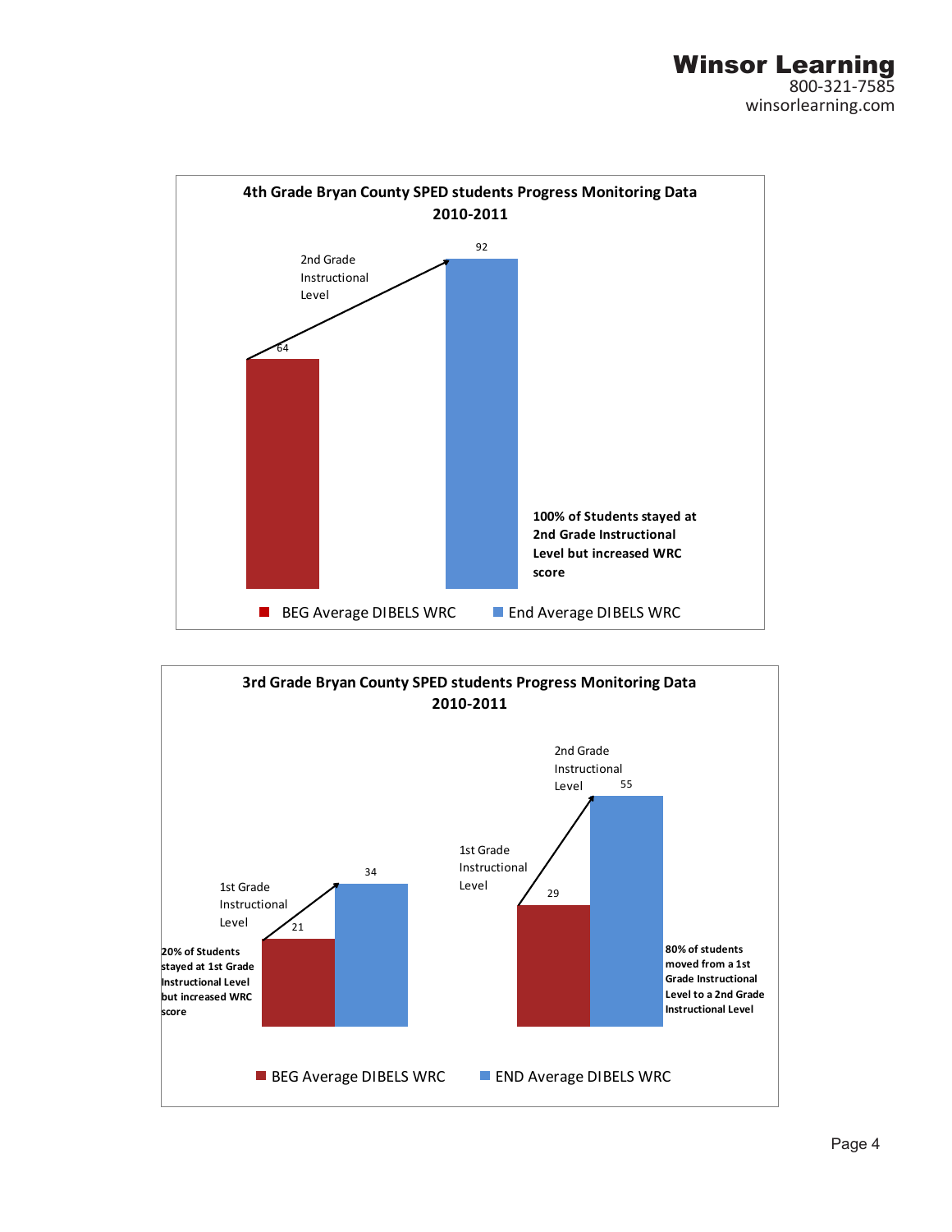**Winsor Learning**
800-321-7585
winsorlearning.com

**4th Grade Bryan County SPED students Progress Monitoring Data 2010-2011**

2nd Grade Instructional Level

| | BEG Average DIBELS WRC | End Average DIBELS WRC |
|---|---|---|
| Value | 64 | 92 |

**100% of Students stayed at 2nd Grade Instructional Level but increased WRC score**

**3rd Grade Bryan County SPED students Progress Monitoring Data 2010-2011**

| Group | BEG Average DIBELS WRC | END Average DIBELS WRC |
|---|---|---|
| 1st Grade Instructional Level (20% of students) | 21 | 34 |
| 1st Grade Instructional Level → 2nd Grade Instructional Level (80% of students) | 29 | 55 |

**20% of Students stayed at 1st Grade Instructional Level but increased WRC score**

**80% of students moved from a 1st Grade Instructional Level to a 2nd Grade Instructional Level**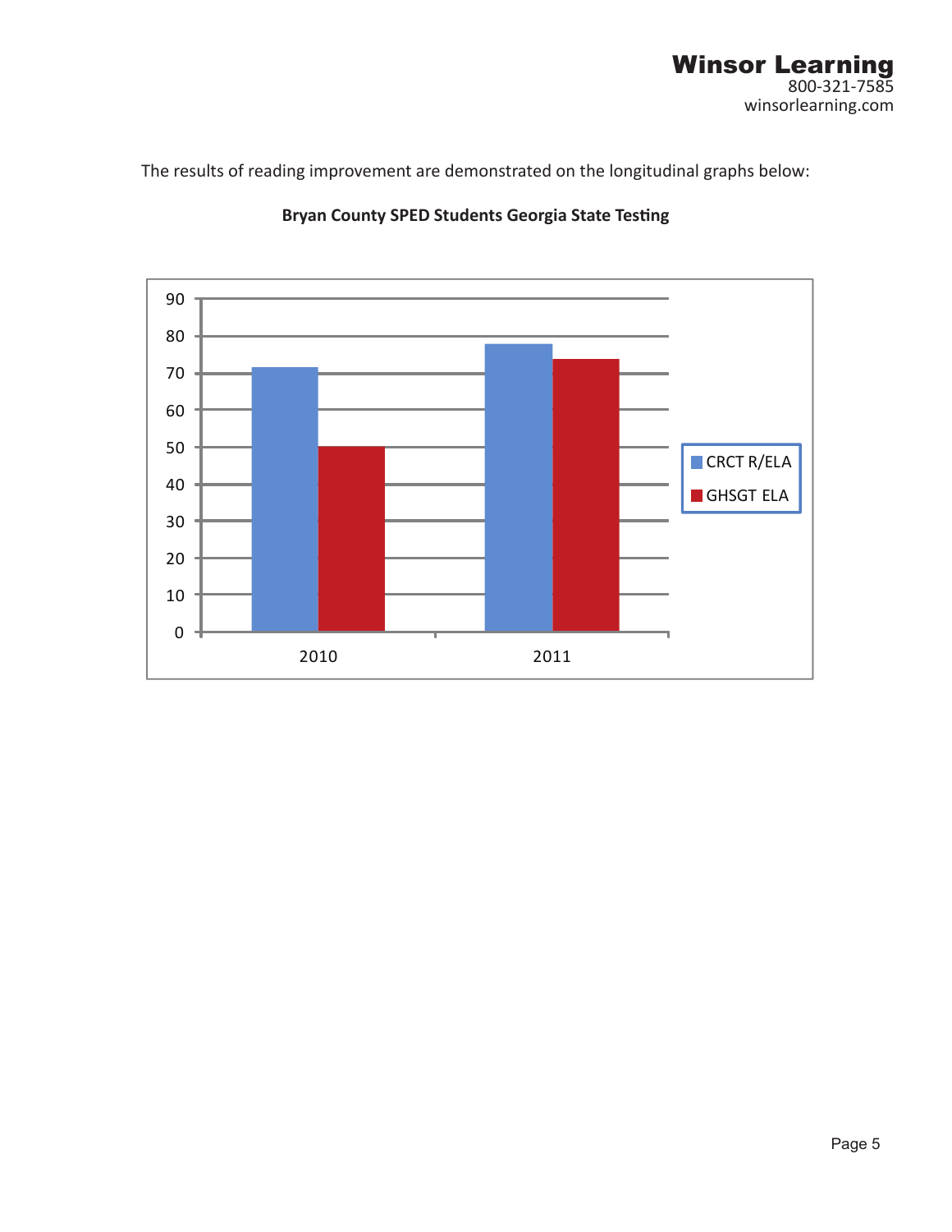The results of reading improvement are demonstrated on the longitudinal graphs below:

**Bryan County SPED Students Georgia State Testing**

90
80
70
60
50
40
30
20
10
0

2010
2011

CRCT R/ELA
GHSGT ELA